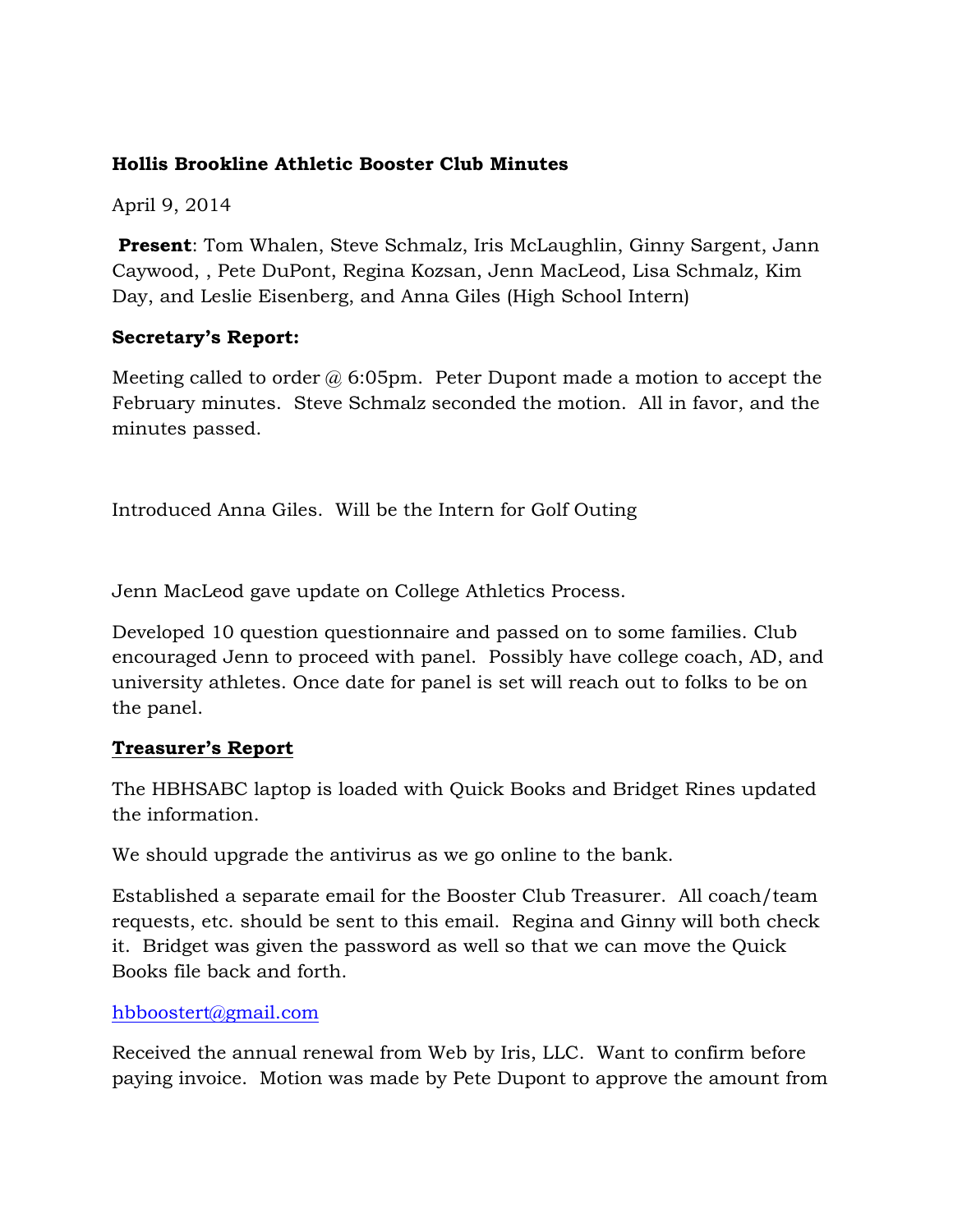**Hollis Brookline Athletic Booster Club Minutes**

April 9, 2014

**Present**: Tom Whalen, Steve Schmalz, Iris McLaughlin, Ginny Sargent, Jann Caywood, , Pete DuPont, Regina Kozsan, Jenn MacLeod, Lisa Schmalz, Kim Day, and Leslie Eisenberg, and Anna Giles (High School Intern)

**Secretary's Report:**

Meeting called to order @ 6:05pm. Peter Dupont made a motion to accept the February minutes. Steve Schmalz seconded the motion. All in favor, and the minutes passed.

Introduced Anna Giles. Will be the Intern for Golf Outing

Jenn MacLeod gave update on College Athletics Process.

Developed 10 question questionnaire and passed on to some families. Club encouraged Jenn to proceed with panel. Possibly have college coach, AD, and university athletes. Once date for panel is set will reach out to folks to be on the panel.

**Treasurer's Report**

The HBHSABC laptop is loaded with Quick Books and Bridget Rines updated the information.

We should upgrade the antivirus as we go online to the bank.

Established a separate email for the Booster Club Treasurer. All coach/team requests, etc. should be sent to this email. Regina and Ginny will both check it. Bridget was given the password as well so that we can move the Quick Books file back and forth.

hbboostert@gmail.com

Received the annual renewal from Web by Iris, LLC. Want to confirm before paying invoice. Motion was made by Pete Dupont to approve the amount from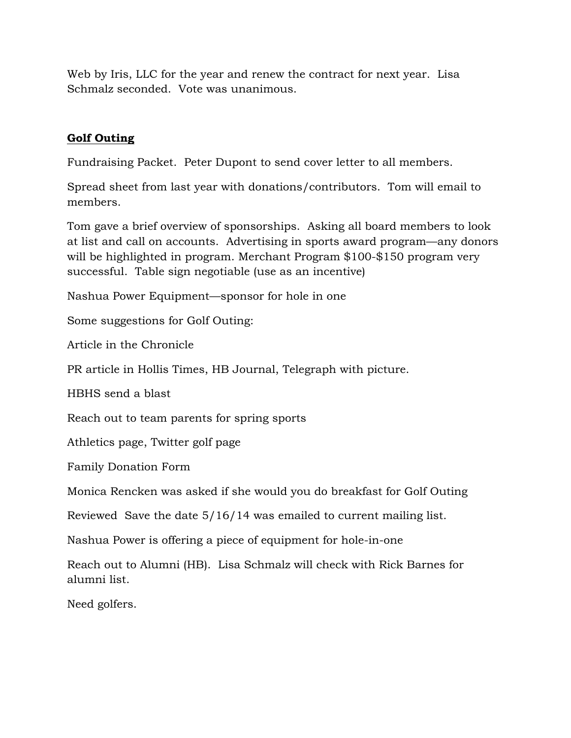Web by Iris, LLC for the year and renew the contract for next year. Lisa Schmalz seconded. Vote was unanimous.

## **Golf Outing**

Fundraising Packet. Peter Dupont to send cover letter to all members.

Spread sheet from last year with donations/contributors. Tom will email to members.

Tom gave a brief overview of sponsorships. Asking all board members to look at list and call on accounts. Advertising in sports award program—any donors will be highlighted in program. Merchant Program $100-$150 program very successful. Table sign negotiable (use as an incentive)

Nashua Power Equipment—sponsor for hole in one

Some suggestions for Golf Outing:

Article in the Chronicle

PR article in Hollis Times, HB Journal, Telegraph with picture.

HBHS send a blast

Reach out to team parents for spring sports

Athletics page, Twitter golf page

Family Donation Form

Monica Rencken was asked if she would you do breakfast for Golf Outing

Reviewed Save the date 5/16/14 was emailed to current mailing list.

Nashua Power is offering a piece of equipment for hole-in-one

Reach out to Alumni (HB). Lisa Schmalz will check with Rick Barnes for alumni list.

Need golfers.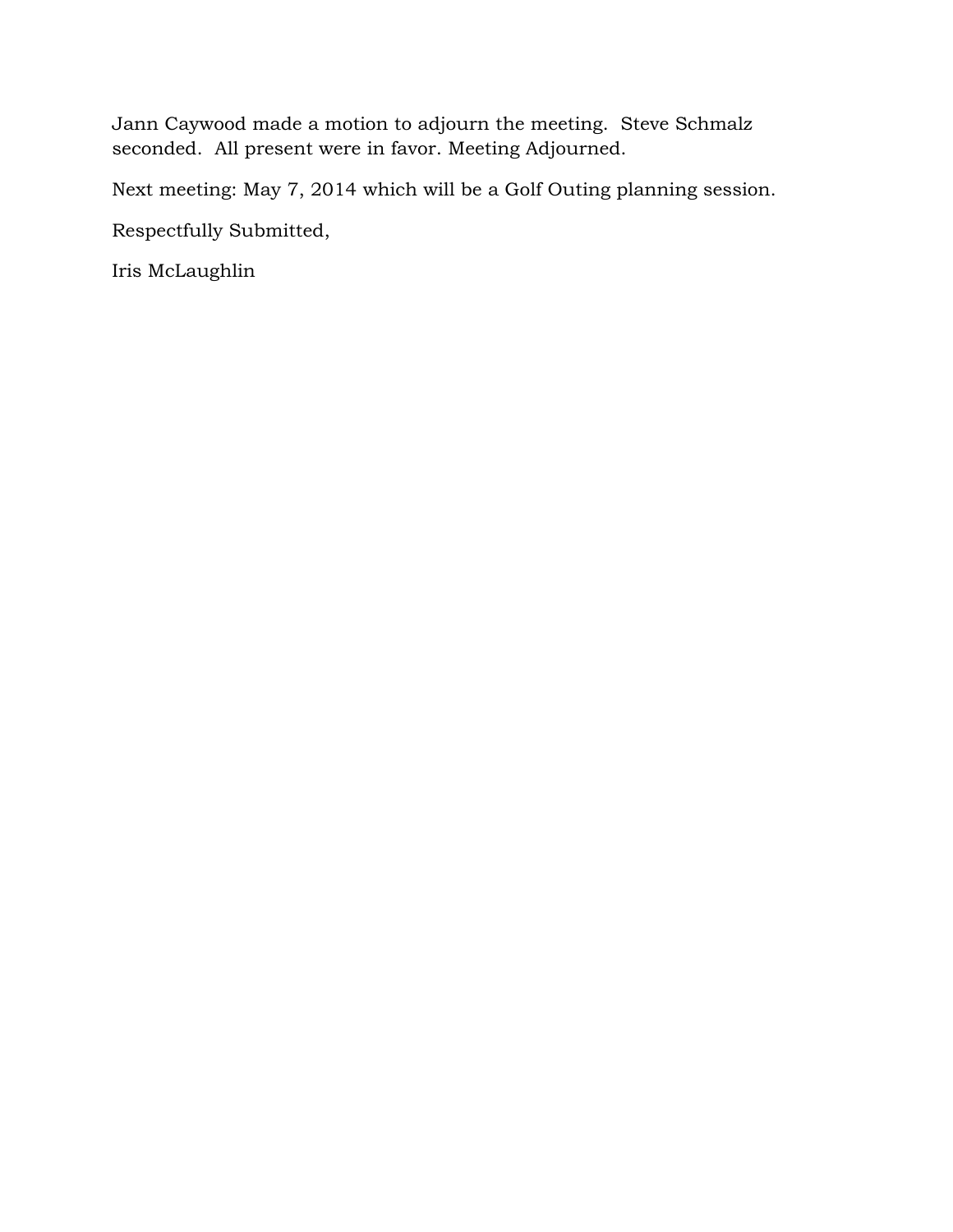Jann Caywood made a motion to adjourn the meeting. Steve Schmalz seconded. All present were in favor. Meeting Adjourned.

Next meeting: May 7, 2014 which will be a Golf Outing planning session.

Respectfully Submitted,

Iris McLaughlin